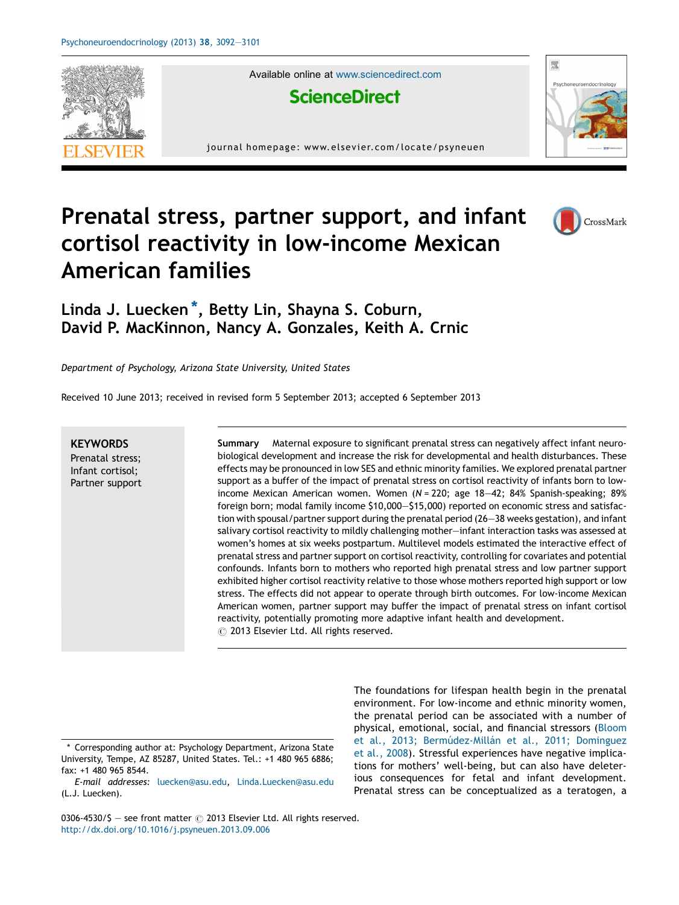# Prenatal stress, partner support, and infant cortisol reactivity in low-income Mexican American families

**Linda J. Luecken** *, **Betty Lin**, **Shayna S. Coburn**, **David P. MacKinnon**, **Nancy A. Gonzales**, **Keith A. Crnic**

*Department of Psychology, Arizona State University, United States*

Received 10 June 2013; received in revised form 5 September 2013; accepted 6 September 2013

**KEYWORDS**
Prenatal stress;
Infant cortisol;
Partner support

**Summary** Maternal exposure to significant prenatal stress can negatively affect infant neurobiological development and increase the risk for developmental and health disturbances. These effects may be pronounced in low SES and ethnic minority families. We explored prenatal partner support as a buffer of the impact of prenatal stress on cortisol reactivity of infants born to low-income Mexican American women. Women ($N = 220$; age 18–42; 84% Spanish-speaking; 89% foreign born; modal family income \$10,000–\$15,000) reported on economic stress and satisfaction with spousal/partner support during the prenatal period (26–38 weeks gestation), and infant salivary cortisol reactivity to mildly challenging mother–infant interaction tasks was assessed at women's homes at six weeks postpartum. Multilevel models estimated the interactive effect of prenatal stress and partner support on cortisol reactivity, controlling for covariates and potential confounds. Infants born to mothers who reported high prenatal stress and low partner support exhibited higher cortisol reactivity relative to those whose mothers reported high support or low stress. The effects did not appear to operate through birth outcomes. For low-income Mexican American women, partner support may buffer the impact of prenatal stress on infant cortisol reactivity, potentially promoting more adaptive infant health and development.
© 2013 Elsevier Ltd. All rights reserved.

The foundations for lifespan health begin in the prenatal environment. For low-income and ethnic minority women, the prenatal period can be associated with a number of physical, emotional, social, and financial stressors (Bloom et al., 2013; Bermúdez-Millán et al., 2011; Dominguez et al., 2008). Stressful experiences have negative implications for mothers' well-being, but can also have deleterious consequences for fetal and infant development. Prenatal stress can be conceptualized as a teratogen, a

* Corresponding author at: Psychology Department, Arizona State University, Tempe, AZ 85287, United States. Tel.: +1 480 965 6886; fax: +1 480 965 8544.
*E-mail addresses:* luecken@asu.edu, Linda.Luecken@asu.edu (L.J. Luecken).

0306-4530/$ — see front matter © 2013 Elsevier Ltd. All rights reserved.
http://dx.doi.org/10.1016/j.psyneuen.2013.09.006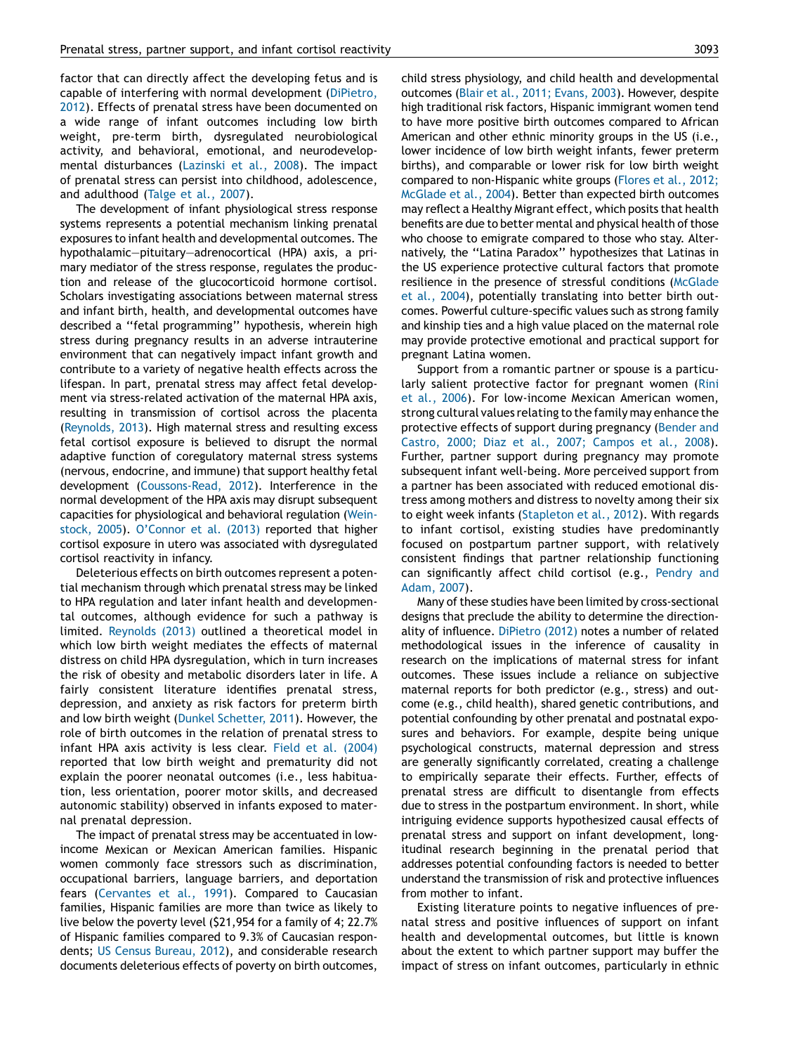factor that can directly affect the developing fetus and is capable of interfering with normal development (DiPietro, 2012). Effects of prenatal stress have been documented on a wide range of infant outcomes including low birth weight, pre-term birth, dysregulated neurobiological activity, and behavioral, emotional, and neurodevelopmental disturbances (Lazinski et al., 2008). The impact of prenatal stress can persist into childhood, adolescence, and adulthood (Talge et al., 2007).

The development of infant physiological stress response systems represents a potential mechanism linking prenatal exposures to infant health and developmental outcomes. The hypothalamic–pituitary–adrenocortical (HPA) axis, a primary mediator of the stress response, regulates the production and release of the glucocorticoid hormone cortisol. Scholars investigating associations between maternal stress and infant birth, health, and developmental outcomes have described a "fetal programming" hypothesis, wherein high stress during pregnancy results in an adverse intrauterine environment that can negatively impact infant growth and contribute to a variety of negative health effects across the lifespan. In part, prenatal stress may affect fetal development via stress-related activation of the maternal HPA axis, resulting in transmission of cortisol across the placenta (Reynolds, 2013). High maternal stress and resulting excess fetal cortisol exposure is believed to disrupt the normal adaptive function of coregulatory maternal stress systems (nervous, endocrine, and immune) that support healthy fetal development (Coussons-Read, 2012). Interference in the normal development of the HPA axis may disrupt subsequent capacities for physiological and behavioral regulation (Weinstock, 2005). O'Connor et al. (2013) reported that higher cortisol exposure in utero was associated with dysregulated cortisol reactivity in infancy.

Deleterious effects on birth outcomes represent a potential mechanism through which prenatal stress may be linked to HPA regulation and later infant health and developmental outcomes, although evidence for such a pathway is limited. Reynolds (2013) outlined a theoretical model in which low birth weight mediates the effects of maternal distress on child HPA dysregulation, which in turn increases the risk of obesity and metabolic disorders later in life. A fairly consistent literature identifies prenatal stress, depression, and anxiety as risk factors for preterm birth and low birth weight (Dunkel Schetter, 2011). However, the role of birth outcomes in the relation of prenatal stress to infant HPA axis activity is less clear. Field et al. (2004) reported that low birth weight and prematurity did not explain the poorer neonatal outcomes (i.e., less habituation, less orientation, poorer motor skills, and decreased autonomic stability) observed in infants exposed to maternal prenatal depression.

The impact of prenatal stress may be accentuated in low-income Mexican or Mexican American families. Hispanic women commonly face stressors such as discrimination, occupational barriers, language barriers, and deportation fears (Cervantes et al., 1991). Compared to Caucasian families, Hispanic families are more than twice as likely to live below the poverty level ($21,954 for a family of 4; 22.7% of Hispanic families compared to 9.3% of Caucasian respondents; US Census Bureau, 2012), and considerable research documents deleterious effects of poverty on birth outcomes, child stress physiology, and child health and developmental outcomes (Blair et al., 2011; Evans, 2003). However, despite high traditional risk factors, Hispanic immigrant women tend to have more positive birth outcomes compared to African American and other ethnic minority groups in the US (i.e., lower incidence of low birth weight infants, fewer preterm births), and comparable or lower risk for low birth weight compared to non-Hispanic white groups (Flores et al., 2012; McGlade et al., 2004). Better than expected birth outcomes may reflect a Healthy Migrant effect, which posits that health benefits are due to better mental and physical health of those who choose to emigrate compared to those who stay. Alternatively, the "Latina Paradox" hypothesizes that Latinas in the US experience protective cultural factors that promote resilience in the presence of stressful conditions (McGlade et al., 2004), potentially translating into better birth outcomes. Powerful culture-specific values such as strong family and kinship ties and a high value placed on the maternal role may provide protective emotional and practical support for pregnant Latina women.

Support from a romantic partner or spouse is a particularly salient protective factor for pregnant women (Rini et al., 2006). For low-income Mexican American women, strong cultural values relating to the family may enhance the protective effects of support during pregnancy (Bender and Castro, 2000; Diaz et al., 2007; Campos et al., 2008). Further, partner support during pregnancy may promote subsequent infant well-being. More perceived support from a partner has been associated with reduced emotional distress among mothers and distress to novelty among their six to eight week infants (Stapleton et al., 2012). With regards to infant cortisol, existing studies have predominantly focused on postpartum partner support, with relatively consistent findings that partner relationship functioning can significantly affect child cortisol (e.g., Pendry and Adam, 2007).

Many of these studies have been limited by cross-sectional designs that preclude the ability to determine the directionality of influence. DiPietro (2012) notes a number of related methodological issues in the inference of causality in research on the implications of maternal stress for infant outcomes. These issues include a reliance on subjective maternal reports for both predictor (e.g., stress) and outcome (e.g., child health), shared genetic contributions, and potential confounding by other prenatal and postnatal exposures and behaviors. For example, despite being unique psychological constructs, maternal depression and stress are generally significantly correlated, creating a challenge to empirically separate their effects. Further, effects of prenatal stress are difficult to disentangle from effects due to stress in the postpartum environment. In short, while intriguing evidence supports hypothesized causal effects of prenatal stress and support on infant development, longitudinal research beginning in the prenatal period that addresses potential confounding factors is needed to better understand the transmission of risk and protective influences from mother to infant.

Existing literature points to negative influences of prenatal stress and positive influences of support on infant health and developmental outcomes, but little is known about the extent to which partner support may buffer the impact of stress on infant outcomes, particularly in ethnic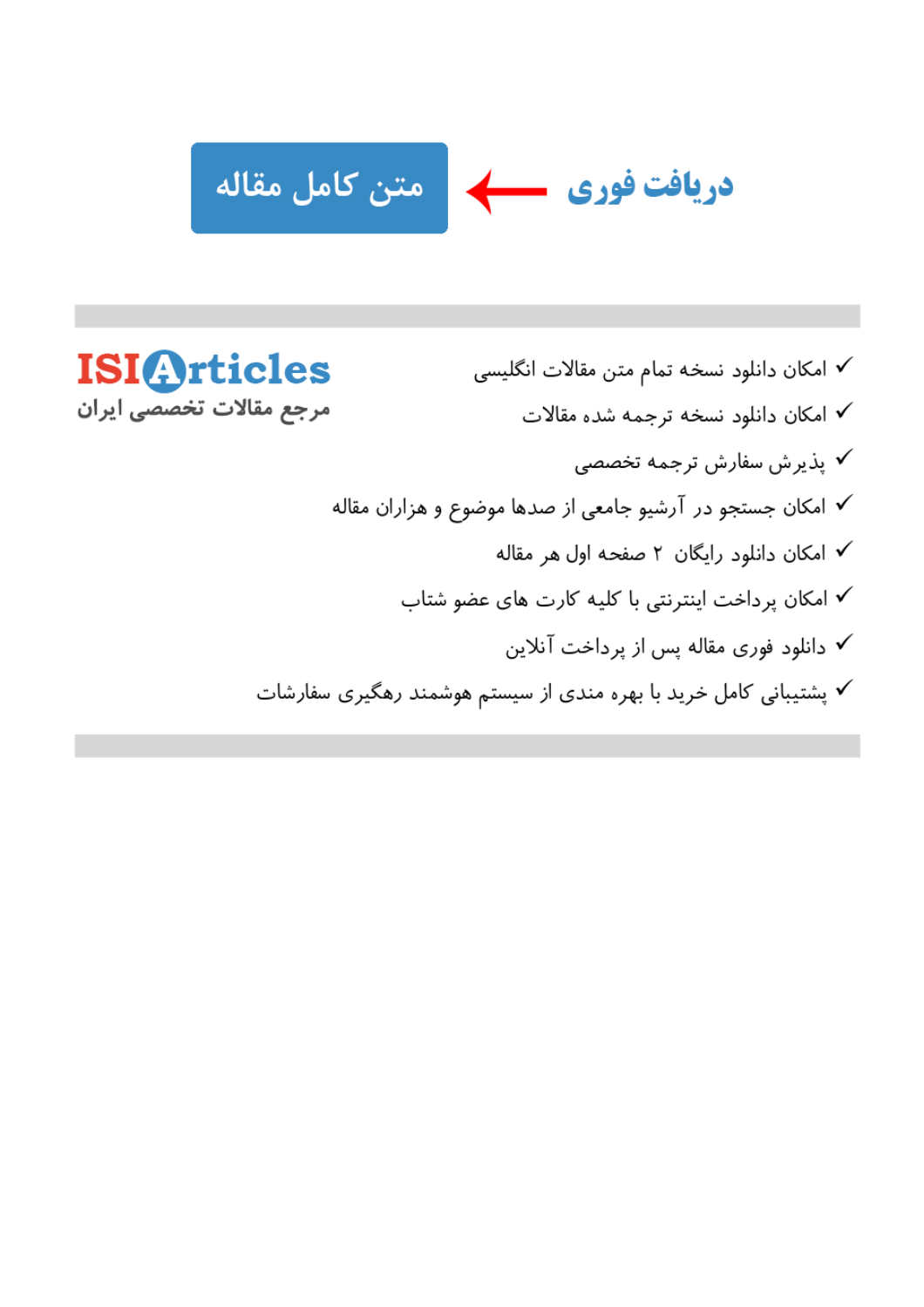**دریافت فوری** ← **متن کامل مقاله**

---

**ISIArticles**

**مرجع مقالات تخصصی ایران**

- ✓ امکان دانلود نسخه تمام متن مقالات انگلیسی
- ✓ امکان دانلود نسخه ترجمه شده مقالات
- ✓ پذیرش سفارش ترجمه تخصصی
- ✓ امکان جستجو در آرشیو جامعی از صدها موضوع و هزاران مقاله
- ✓ امکان دانلود رایگان ۲ صفحه اول هر مقاله
- ✓ امکان پرداخت اینترنتی با کلیه کارت های عضو شتاب
- ✓ دانلود فوری مقاله پس از پرداخت آنلاین
- ✓ پشتیبانی کامل خرید با بهره مندی از سیستم هوشمند رهگیری سفارشات

---